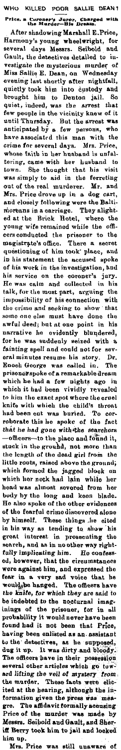# WHO KILLED POOR SALLIE DEAN?

**Price, a Coroner's Juror, Charged with the Murder—His Dream.**

After shadowing Marshall E. Price, Harmony's young wheelwright, for several days Messrs. Seibold and Gault, the detectives detailed to investigate the mysterious murder of Miss Sallie E. Dean, on Wednesday evening last shortly after nightfall, quietly took him into custody and brought him to Denton jail. So quiet, indeed, was the arrest that few people in the vicinity knew of it until Thursday. But the arrest was anticipated by a few persons, who have associated this man with the crime for several days. Mrs. Price, whose faith in her husband is unfaltering, came with her husband to town. She thought that his visit was simply to aid in the ferreting out of the real murderer. Mr. and Mrs. Price drove up in a dog cart, and closely following were the Baltimoreans in a carriage. They alighted at the Brick Hotel, where the young wife remained while the officers conducted the prisoner to the magistrate's office. There a secret questioning of him took place, and in his statement the accused spoke of his work in the investigation, and his service on the coroner's jury. He was calm and collected in his talk, for the most part, arguing the impossibility of his connection with the crime and seeking to show that some one else must have done the awful deed; but at one point in his narrative he evidently blundered, for he was suddenly seized with a fainting spell and could not for several minutes resume his story. Dr. Enoch George was called in. The prisoner spoke of a remarkable dream which he had a few nights ago in which it had been vividly revealed to him the exact spot where the cruel knife with which the child's throat had been cut was buried. To corroborate this he spoke of the fact that he had gone with the searchers—officers—to the place and found it, stuck in the ground, not more than the length of the dead girl from the little roots, raised above the ground, which formed the jagged block on which her neck had lain while her head was almost severed from her body by the long and keen blade. He also spoke of the other evidences of the fearful crime discovered alone by himself. These things he cited in his way as tending to show his great interest in prosecuting the search, and as in no other way rightfully implicating him. He confessed, however, that the circumstances were against him, and expressed the fear in a very sad voice that he would be hanged. The officers have the knife, for which they are said to be indebted to the nocturnal imaginings of the prisoner, for in all probability it would never have been found had it not been that Price, having been enlisted as an assistant to the detectives, as he supposed, dug it up. It was dirty and bloody. The officers have in their possession several other articles which go toward lifting the veil of mystery from the murder. These facts were elicited at the hearing, although the information given the press was meagre. The affidavit formally accusing Price of the murder was made by Messrs. Seibold and Gault, and Sheriff Berry took him to jail and looked him up.

Mrs. Price was still unaware of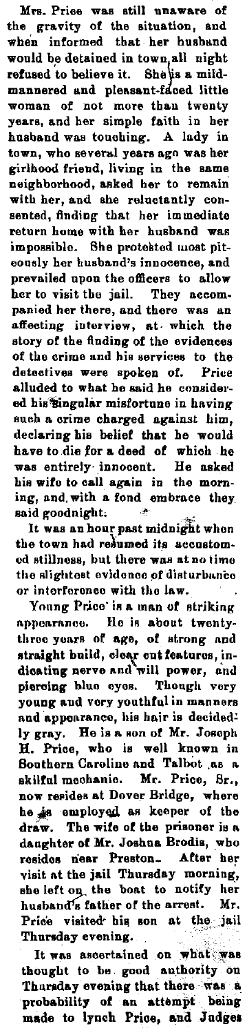Mrs. Price was still unaware of the gravity of the situation, and when informed that her husband would be detained in town all night refused to believe it. She is a mild-mannered and pleasant-faced little woman of not more than twenty years, and her simple faith in her husband was touching. A lady in town, who several years ago was her girlhood friend, living in the same neighborhood, asked her to remain with her, and she reluctantly consented, finding that her immediate return home with her husband was impossible. She protested most piteously her husband's innocence, and prevailed upon the officers to allow her to visit the jail. They accompanied her there, and there was an affecting interview, at which the story of the finding of the evidences of the crime and his services to the detectives were spoken of. Price alluded to what he said he considered his singular misfortune in having such a crime charged against him, declaring his belief that he would have to die for a deed of which he was entirely innocent. He asked his wife to call again in the morning, and, with a fond embrace they said goodnight.

It was an hour past midnight when the town had resumed its accustomed stillness, but there was at no time the slightest evidence of disturbance or interference with the law.

Young Price is a man of striking appearance. He is about twenty-three years of age, of strong and straight build, clear cut features, indicating nerve and will power, and piercing blue eyes. Though very young and very youthful in manners and appearance, his hair is decidedly gray. He is a son of Mr. Joseph H. Price, who is well known in Southern Caroline and Talbot as a skilful mechanic. Mr. Price, Sr., now resides at Dover Bridge, where he is employed as keeper of the draw. The wife of the prisoner is a daughter of Mr. Joshua Brodis, who resides near Preston. After her visit at the jail Thursday morning, she left on the boat to notify her husband's father of the arrest. Mr. Price visited his son at the jail Thursday evening.

It was ascertained on what was thought to be good authority on Thursday evening that there was a probability of an attempt being made to lynch Price, and Judges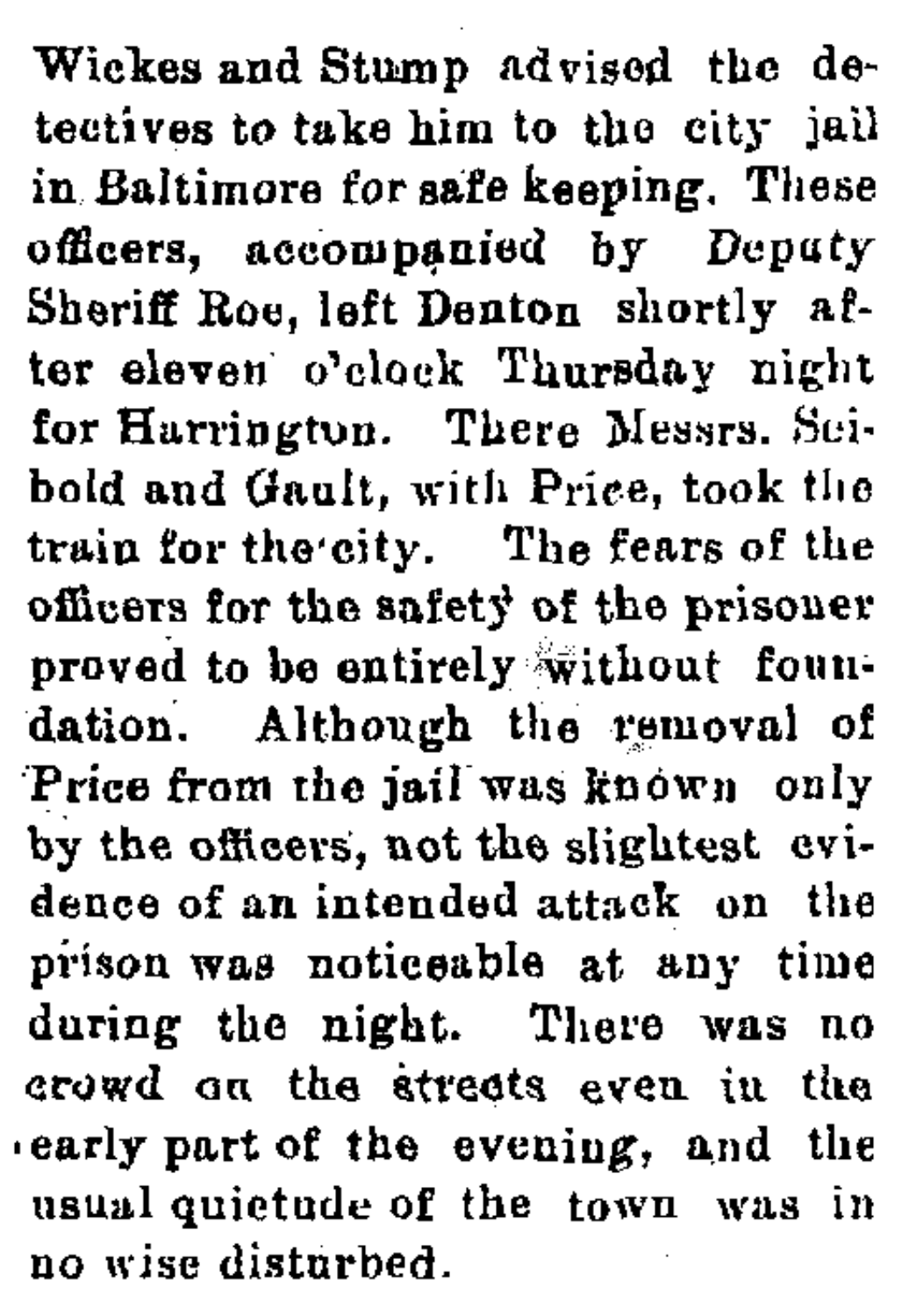Wickes and Stump advised the detectives to take him to the city jail in *Baltimore* for safe keeping. These officers, accompanied by *Deputy* Sheriff Roe, left Denton shortly after eleven o'clock Thursday night for Harrington. There Messrs. Seibold and Gault, with Price, took the train for the city. The fears of the officers for the safety of the prisoner proved to be entirely without foundation. Although the removal of Price from the jail was known only by the officers, not the slightest evidence of an intended attack on the prison was noticeable at any time during the night. There was no crowd on the streets even in the early part of the evening, and the usual quietude of the town was in no wise disturbed.